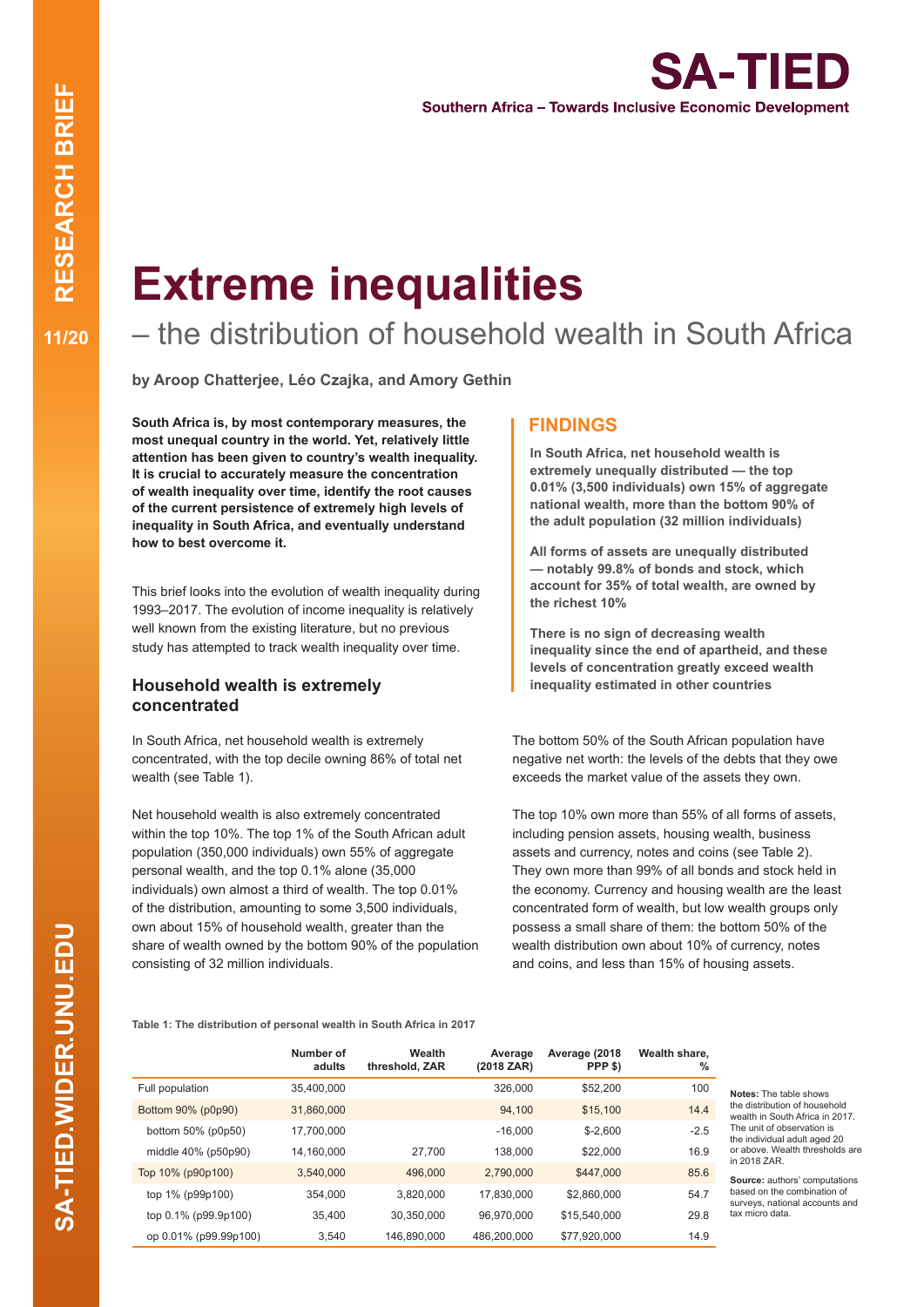# Extreme inequalities

## – the distribution of household wealth in South Africa

**by Aroop Chatterjee, Léo Czajka, and Amory Gethin**

**South Africa is, by most contemporary measures, the most unequal country in the world. Yet, relatively little attention has been given to country's wealth inequality. It is crucial to accurately measure the concentration of wealth inequality over time, identify the root causes of the current persistence of extremely high levels of inequality in South Africa, and eventually understand how to best overcome it.**

This brief looks into the evolution of wealth inequality during 1993–2017. The evolution of income inequality is relatively well known from the existing literature, but no previous study has attempted to track wealth inequality over time.

### Household wealth is extremely concentrated

In South Africa, net household wealth is extremely concentrated, with the top decile owning 86% of total net wealth (see Table 1).

Net household wealth is also extremely concentrated within the top 10%. The top 1% of the South African adult population (350,000 individuals) own 55% of aggregate personal wealth, and the top 0.1% alone (35,000 individuals) own almost a third of wealth. The top 0.01% of the distribution, amounting to some 3,500 individuals, own about 15% of household wealth, greater than the share of wealth owned by the bottom 90% of the population consisting of 32 million individuals.

### FINDINGS

**In South Africa, net household wealth is extremely unequally distributed — the top 0.01% (3,500 individuals) own 15% of aggregate national wealth, more than the bottom 90% of the adult population (32 million individuals)**

**All forms of assets are unequally distributed — notably 99.8% of bonds and stock, which account for 35% of total wealth, are owned by the richest 10%**

**There is no sign of decreasing wealth inequality since the end of apartheid, and these levels of concentration greatly exceed wealth inequality estimated in other countries**

The bottom 50% of the South African population have negative net worth: the levels of the debts that they owe exceeds the market value of the assets they own.

The top 10% own more than 55% of all forms of assets, including pension assets, housing wealth, business assets and currency, notes and coins (see Table 2). They own more than 99% of all bonds and stock held in the economy. Currency and housing wealth are the least concentrated form of wealth, but low wealth groups only possess a small share of them: the bottom 50% of the wealth distribution own about 10% of currency, notes and coins, and less than 15% of housing assets.

**Table 1: The distribution of personal wealth in South Africa in 2017**

| | Number of adults | Wealth threshold, ZAR | Average (2018 ZAR) | Average (2018 PPP $) | Wealth share, % |
|---|---|---|---|---|---|
| Full population | 35,400,000 | | 326,000 | $52,200 | 100 |
| Bottom 90% (p0p90) | 31,860,000 | | 94,100 | $15,100 | 14.4 |
| bottom 50% (p0p50) | 17,700,000 | | -16,000 | $-2,600 | -2.5 |
| middle 40% (p50p90) | 14,160,000 | 27,700 | 138,000 | $22,000 | 16.9 |
| Top 10% (p90p100) | 3,540,000 | 496,000 | 2,790,000 | $447,000 | 85.6 |
| top 1% (p99p100) | 354,000 | 3,820,000 | 17,830,000 | $2,860,000 | 54.7 |
| top 0.1% (p99.9p100) | 35,400 | 30,350,000 | 96,970,000 | $15,540,000 | 29.8 |
| op 0.01% (p99.99p100) | 3,540 | 146,890,000 | 486,200,000 | $77,920,000 | 14.9 |

**Notes:** The table shows the distribution of household wealth in South Africa in 2017. The unit of observation is the individual adult aged 20 or above. Wealth thresholds are in 2018 ZAR.

**Source:** authors' computations based on the combination of surveys, national accounts and tax micro data.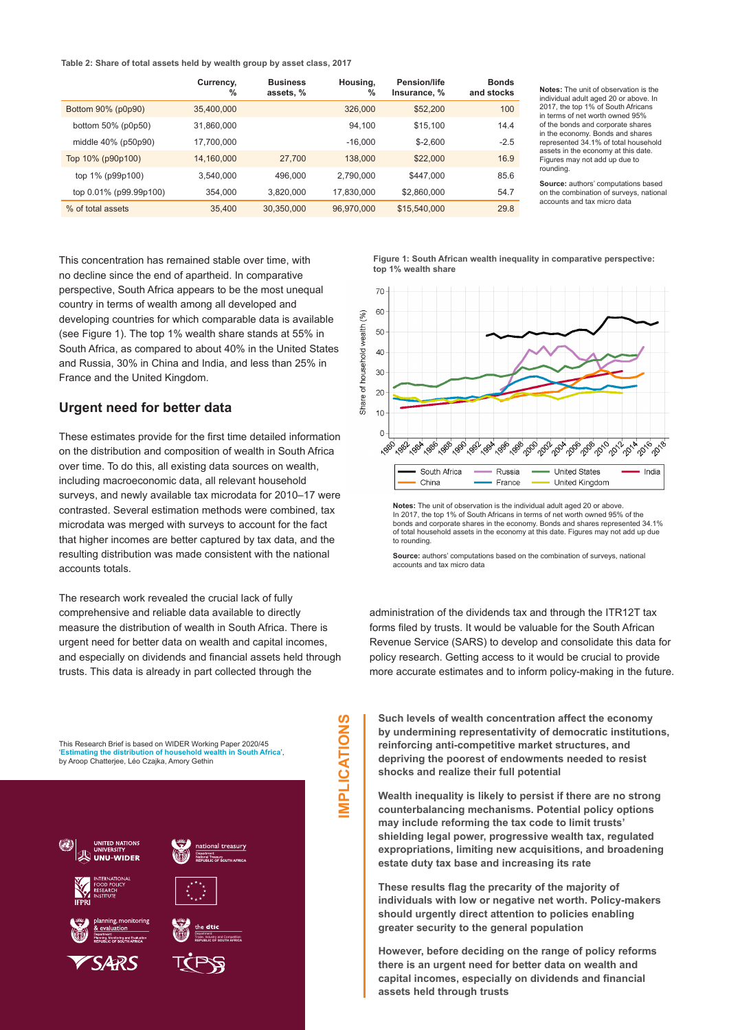**Table 2: Share of total assets held by wealth group by asset class, 2017**

| | Currency, % | Business assets, % | Housing, % | Pension/life Insurance, % | Bonds and stocks |
|---|---|---|---|---|---|
| Bottom 90% (p0p90) | 35,400,000 | | 326,000 | $52,200 | 100 |
| bottom 50% (p0p50) | 31,860,000 | | 94,100 | $15,100 | 14.4 |
| middle 40% (p50p90) | 17,700,000 | | -16,000 | $-2,600 | -2.5 |
| Top 10% (p90p100) | 14,160,000 | 27,700 | 138,000 | $22,000 | 16.9 |
| top 1% (p99p100) | 3,540,000 | 496,000 | 2,790,000 | $447,000 | 85.6 |
| top 0.01% (p99.99p100) | 354,000 | 3,820,000 | 17,830,000 | $2,860,000 | 54.7 |
| % of total assets | 35,400 | 30,350,000 | 96,970,000 | $15,540,000 | 29.8 |

**Notes:** The unit of observation is the individual adult aged 20 or above. In 2017, the top 1% of South Africans in terms of net worth owned 95% of the bonds and corporate shares in the economy. Bonds and shares represented 34.1% of total household assets in the economy at this date. Figures may not add up due to rounding.

**Source:** authors' computations based on the combination of surveys, national accounts and tax micro data

This concentration has remained stable over time, with no decline since the end of apartheid. In comparative perspective, South Africa appears to be the most unequal country in terms of wealth among all developed and developing countries for which comparable data is available (see Figure 1). The top 1% wealth share stands at 55% in South Africa, as compared to about 40% in the United States and Russia, 30% in China and India, and less than 25% in France and the United Kingdom.

## Urgent need for better data

These estimates provide for the first time detailed information on the distribution and composition of wealth in South Africa over time. To do this, all existing data sources on wealth, including macroeconomic data, all relevant household surveys, and newly available tax microdata for 2010–17 were contrasted. Several estimation methods were combined, tax microdata was merged with surveys to account for the fact that higher incomes are better captured by tax data, and the resulting distribution was made consistent with the national accounts totals.

The research work revealed the crucial lack of fully comprehensive and reliable data available to directly measure the distribution of wealth in South Africa. There is urgent need for better data on wealth and capital incomes, and especially on dividends and financial assets held through trusts. This data is already in part collected through the administration of the dividends tax and through the ITR12T tax forms filed by trusts. It would be valuable for the South African Revenue Service (SARS) to develop and consolidate this data for policy research. Getting access to it would be crucial to provide more accurate estimates and to inform policy-making in the future.

**Figure 1: South African wealth inequality in comparative perspective: top 1% wealth share**

Share of household wealth (%)
0, 10, 20, 30, 40, 50, 60, 70
1980, 1982, 1984, 1986, 1988, 1990, 1992, 1994, 1996, 1998, 2000, 2002, 2004, 2006, 2008, 2010, 2012, 2014, 2016, 2018
South Africa, Russia, United States, India, China, France, United Kingdom

**Notes:** The unit of observation is the individual adult aged 20 or above. In 2017, the top 1% of South Africans in terms of net worth owned 95% of the bonds and corporate shares in the economy. Bonds and shares represented 34.1% of total household assets in the economy at this date. Figures may not add up due to rounding.

**Source:** authors' computations based on the combination of surveys, national accounts and tax micro data

This Research Brief is based on WIDER Working Paper 2020/45 '**Estimating the distribution of household wealth in South Africa**', by Aroop Chatterjee, Léo Czajka, Amory Gethin

## IMPLICATIONS

**Such levels of wealth concentration affect the economy by undermining representativity of democratic institutions, reinforcing anti-competitive market structures, and depriving the poorest of endowments needed to resist shocks and realize their full potential**

**Wealth inequality is likely to persist if there are no strong counterbalancing mechanisms. Potential policy options may include reforming the tax code to limit trusts' shielding legal power, progressive wealth tax, regulated expropriations, limiting new acquisitions, and broadening estate duty tax base and increasing its rate**

**These results flag the precarity of the majority of individuals with low or negative net worth. Policy-makers should urgently direct attention to policies enabling greater security to the general population**

**However, before deciding on the range of policy reforms there is an urgent need for better data on wealth and capital incomes, especially on dividends and financial assets held through trusts**